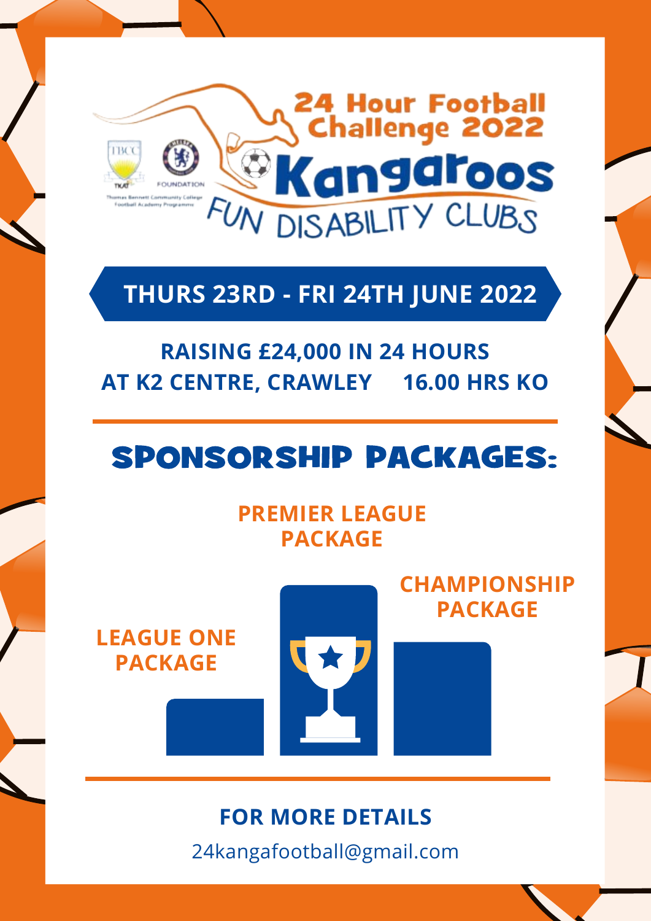# 24 Hour Football Challenge 2022

# Kangaroos

## FUN DISABILITY CLUBS

TBCC

Thomas Bennett Community College Football Academy Programme

FOUNDATION

**THURS 23RD - FRI 24TH JUNE 2022**

**RAISING £24,000 IN 24 HOURS**

**AT K2 CENTRE, CRAWLEY 16.00 HRS KO**

## SPONSORSHIP PACKAGES:

**PREMIER LEAGUE PACKAGE**

**CHAMPIONSHIP PACKAGE**

**LEAGUE ONE PACKAGE**

**FOR MORE DETAILS**

24kangafootball@gmail.com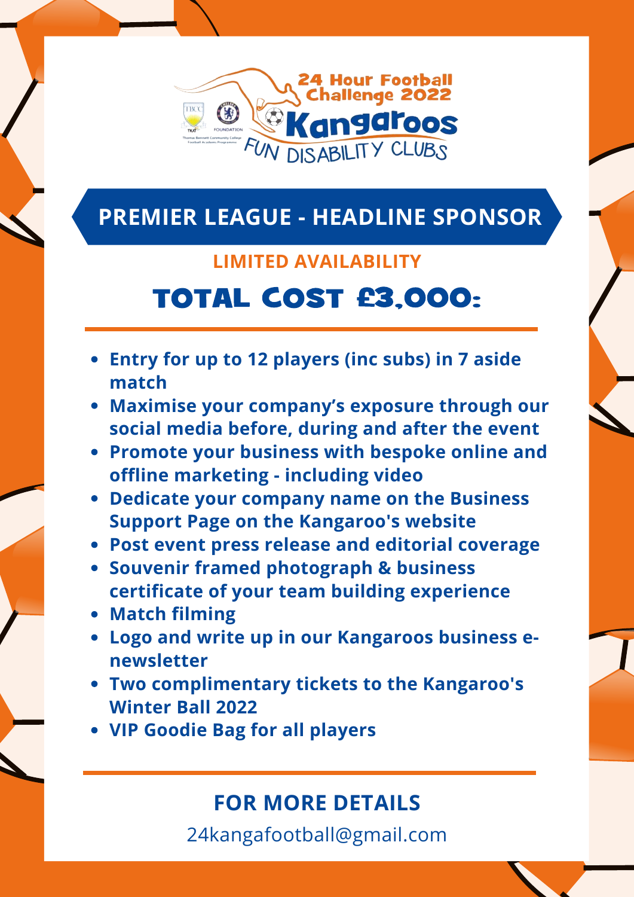24 Hour Football Challenge 2022

Kangaroos

FUN DISABILITY CLUBS

## PREMIER LEAGUE - HEADLINE SPONSOR

**LIMITED AVAILABILITY**

# TOTAL COST £3,000:

- Entry for up to 12 players (inc subs) in 7 aside match
- Maximise your company's exposure through our social media before, during and after the event
- Promote your business with bespoke online and offline marketing - including video
- Dedicate your company name on the Business Support Page on the Kangaroo's website
- Post event press release and editorial coverage
- Souvenir framed photograph & business certificate of your team building experience
- Match filming
- Logo and write up in our Kangaroos business e-newsletter
- Two complimentary tickets to the Kangaroo's Winter Ball 2022
- VIP Goodie Bag for all players

## FOR MORE DETAILS

24kangafootball@gmail.com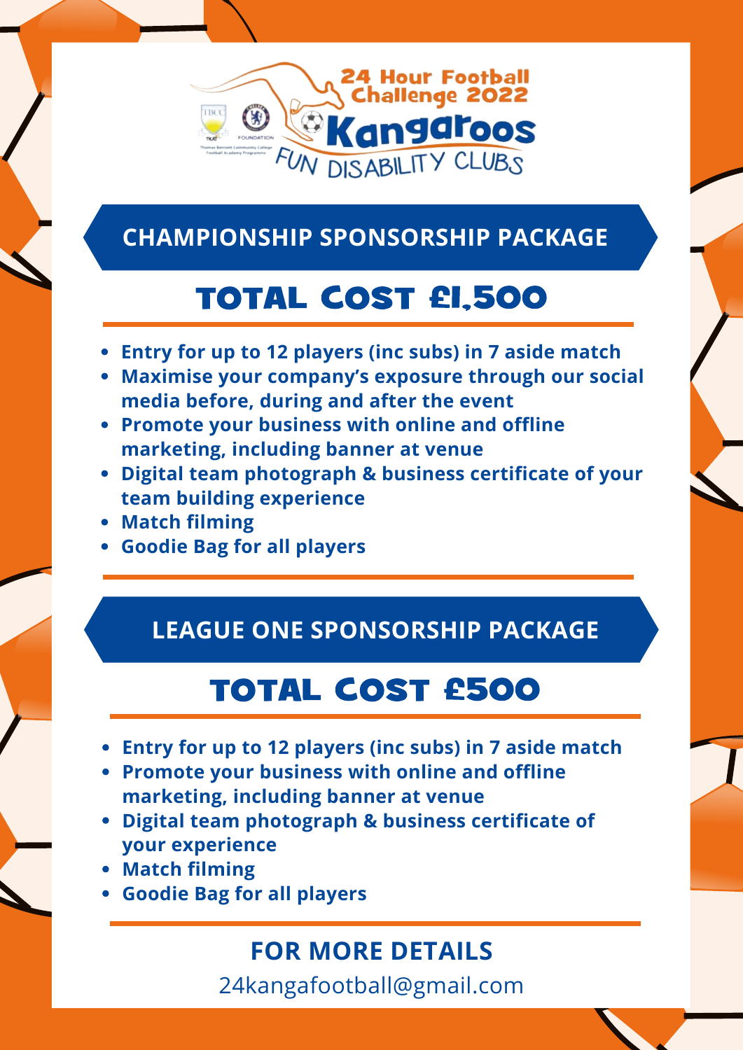24 Hour Football Challenge 2022

Kangaroos

FUN DISABILITY CLUBS

TBCC

Thomas Bennett Community College Football Academy Programme

FOUNDATION

## CHAMPIONSHIP SPONSORSHIP PACKAGE

# TOTAL COST £1,500

- Entry for up to 12 players (inc subs) in 7 aside match
- Maximise your company's exposure through our social media before, during and after the event
- Promote your business with online and offline marketing, including banner at venue
- Digital team photograph & business certificate of your team building experience
- Match filming
- Goodie Bag for all players

## LEAGUE ONE SPONSORSHIP PACKAGE

# TOTAL COST £500

- Entry for up to 12 players (inc subs) in 7 aside match
- Promote your business with online and offline marketing, including banner at venue
- Digital team photograph & business certificate of your experience
- Match filming
- Goodie Bag for all players

## FOR MORE DETAILS

24kangafootball@gmail.com